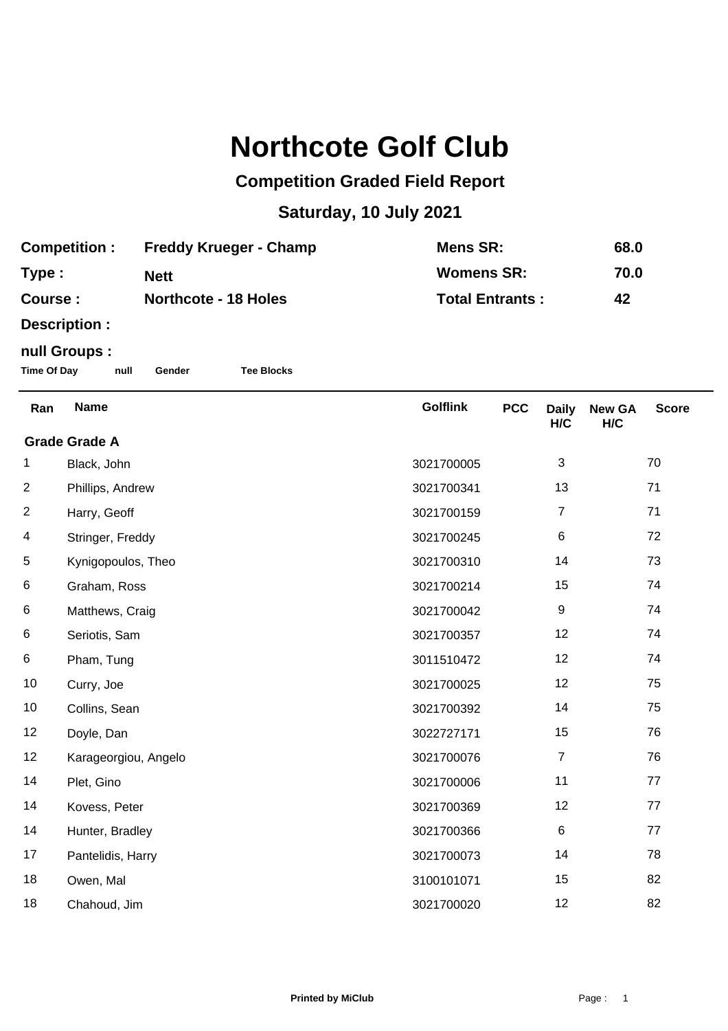# Northcote Golf Club

## Competition Graded Field Report

## Saturday, 10 July 2021

| | | | |
|---|---|---|---|
| **Competition :** | **Freddy Krueger - Champ** | **Mens SR:** | **68.0** |
| **Type :** | **Nett** | **Womens SR:** | **70.0** |
| **Course :** | **Northcote - 18 Holes** | **Total Entrants :** | **42** |
| **Description :** | | | |

**null Groups :**

**Time Of Day** **null** **Gender** **Tee Blocks**

| Ran | Name | Golflink | PCC | Daily H/C | New GA H/C | Score |
|---|---|---|---|---|---|---|
| **Grade Grade A** | | | | | | |
| 1 | Black, John | 3021700005 | | 3 | | 70 |
| 2 | Phillips, Andrew | 3021700341 | | 13 | | 71 |
| 2 | Harry, Geoff | 3021700159 | | 7 | | 71 |
| 4 | Stringer, Freddy | 3021700245 | | 6 | | 72 |
| 5 | Kynigopoulos, Theo | 3021700310 | | 14 | | 73 |
| 6 | Graham, Ross | 3021700214 | | 15 | | 74 |
| 6 | Matthews, Craig | 3021700042 | | 9 | | 74 |
| 6 | Seriotis, Sam | 3021700357 | | 12 | | 74 |
| 6 | Pham, Tung | 3011510472 | | 12 | | 74 |
| 10 | Curry, Joe | 3021700025 | | 12 | | 75 |
| 10 | Collins, Sean | 3021700392 | | 14 | | 75 |
| 12 | Doyle, Dan | 3022727171 | | 15 | | 76 |
| 12 | Karageorgiou, Angelo | 3021700076 | | 7 | | 76 |
| 14 | Plet, Gino | 3021700006 | | 11 | | 77 |
| 14 | Kovess, Peter | 3021700369 | | 12 | | 77 |
| 14 | Hunter, Bradley | 3021700366 | | 6 | | 77 |
| 17 | Pantelidis, Harry | 3021700073 | | 14 | | 78 |
| 18 | Owen, Mal | 3100101071 | | 15 | | 82 |
| 18 | Chahoud, Jim | 3021700020 | | 12 | | 82 |

**Printed by MiClub**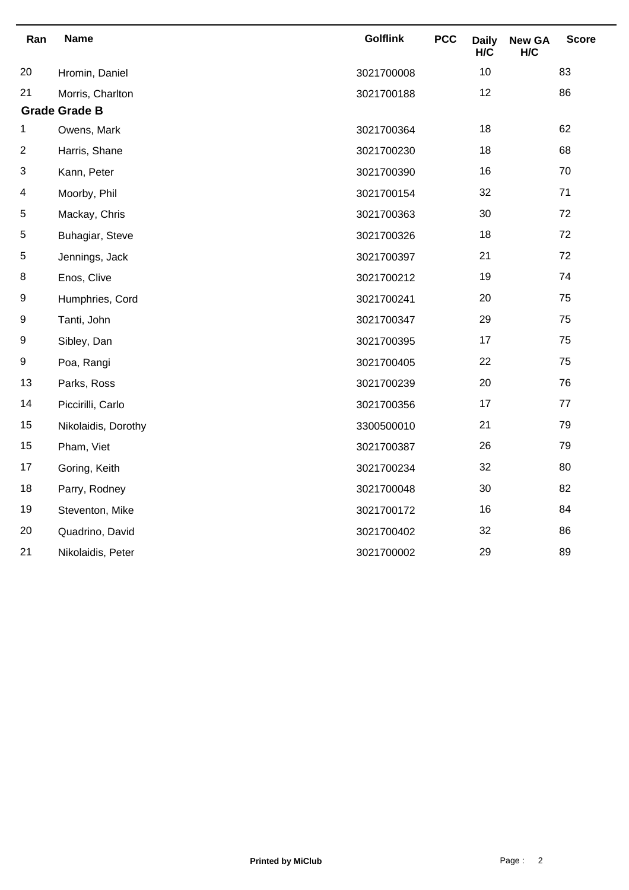| Ran | Name | Golflink | PCC | Daily H/C | New GA H/C | Score |
|---|---|---|---|---|---|---|
| 20 | Hromin, Daniel | 3021700008 | | 10 | | 83 |
| 21 | Morris, Charlton | 3021700188 | | 12 | | 86 |
| **Grade Grade B** | | | | | | |
| 1 | Owens, Mark | 3021700364 | | 18 | | 62 |
| 2 | Harris, Shane | 3021700230 | | 18 | | 68 |
| 3 | Kann, Peter | 3021700390 | | 16 | | 70 |
| 4 | Moorby, Phil | 3021700154 | | 32 | | 71 |
| 5 | Mackay, Chris | 3021700363 | | 30 | | 72 |
| 5 | Buhagiar, Steve | 3021700326 | | 18 | | 72 |
| 5 | Jennings, Jack | 3021700397 | | 21 | | 72 |
| 8 | Enos, Clive | 3021700212 | | 19 | | 74 |
| 9 | Humphries, Cord | 3021700241 | | 20 | | 75 |
| 9 | Tanti, John | 3021700347 | | 29 | | 75 |
| 9 | Sibley, Dan | 3021700395 | | 17 | | 75 |
| 9 | Poa, Rangi | 3021700405 | | 22 | | 75 |
| 13 | Parks, Ross | 3021700239 | | 20 | | 76 |
| 14 | Piccirilli, Carlo | 3021700356 | | 17 | | 77 |
| 15 | Nikolaidis, Dorothy | 3300500010 | | 21 | | 79 |
| 15 | Pham, Viet | 3021700387 | | 26 | | 79 |
| 17 | Goring, Keith | 3021700234 | | 32 | | 80 |
| 18 | Parry, Rodney | 3021700048 | | 30 | | 82 |
| 19 | Steventon, Mike | 3021700172 | | 16 | | 84 |
| 20 | Quadrino, David | 3021700402 | | 32 | | 86 |
| 21 | Nikolaidis, Peter | 3021700002 | | 29 | | 89 |

**Printed by MiClub**